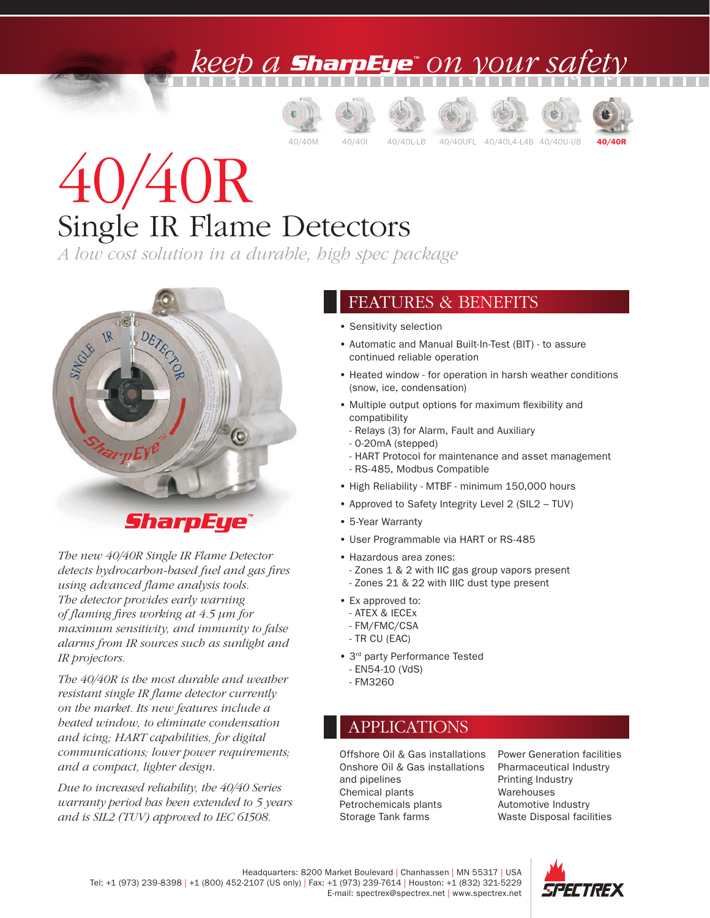keep a SharpEye™ on your safety

40/40M 40/40I 40/40L-LB 40/40UFL 40/40L4-L4B 40/40U-UB **40/40R**

# 40/40R

## Single IR Flame Detectors

*A low cost solution in a durable, high spec package*

*The new 40/40R Single IR Flame Detector detects hydrocarbon-based fuel and gas fires using advanced flame analysis tools. The detector provides early warning of flaming fires working at 4.5 µm for maximum sensitivity, and immunity to false alarms from IR sources such as sunlight and IR projectors.*

*The 40/40R is the most durable and weather resistant single IR flame detector currently on the market. Its new features include a heated window, to eliminate condensation and icing; HART capabilities, for digital communications; lower power requirements; and a compact, lighter design.*

*Due to increased reliability, the 40/40 Series warranty period has been extended to 5 years and is SIL2 (TUV) approved to IEC 61508.*

## FEATURES & BENEFITS

- Sensitivity selection
- Automatic and Manual Built-In-Test (BIT) - to assure continued reliable operation
- Heated window - for operation in harsh weather conditions (snow, ice, condensation)
- Multiple output options for maximum flexibility and compatibility
  - Relays (3) for Alarm, Fault and Auxiliary
  - 0-20mA (stepped)
  - HART Protocol for maintenance and asset management
  - RS-485, Modbus Compatible
- High Reliability - MTBF - minimum 150,000 hours
- Approved to Safety Integrity Level 2 (SIL2 – TUV)
- 5-Year Warranty
- User Programmable via HART or RS-485
- Hazardous area zones:
  - Zones 1 & 2 with IIC gas group vapors present
  - Zones 21 & 22 with IIIC dust type present
- Ex approved to:
  - ATEX & IECEx
  - FM/FMC/CSA
  - TR CU (EAC)
- 3rd party Performance Tested
  - EN54-10 (VdS)
  - FM3260

## APPLICATIONS

Offshore Oil & Gas installations
Onshore Oil & Gas installations and pipelines
Chemical plants
Petrochemicals plants
Storage Tank farms
Power Generation facilities
Pharmaceutical Industry
Printing Industry
Warehouses
Automotive Industry
Waste Disposal facilities

Headquarters: 8200 Market Boulevard | Chanhassen | MN 55317 | USA
Tel: +1 (973) 239-8398 | +1 (800) 452-2107 (US only) | Fax: +1 (973) 239-7614 | Houston: +1 (832) 321-5229
E-mail: spectrex@spectrex.net | www.spectrex.net

SPECTREX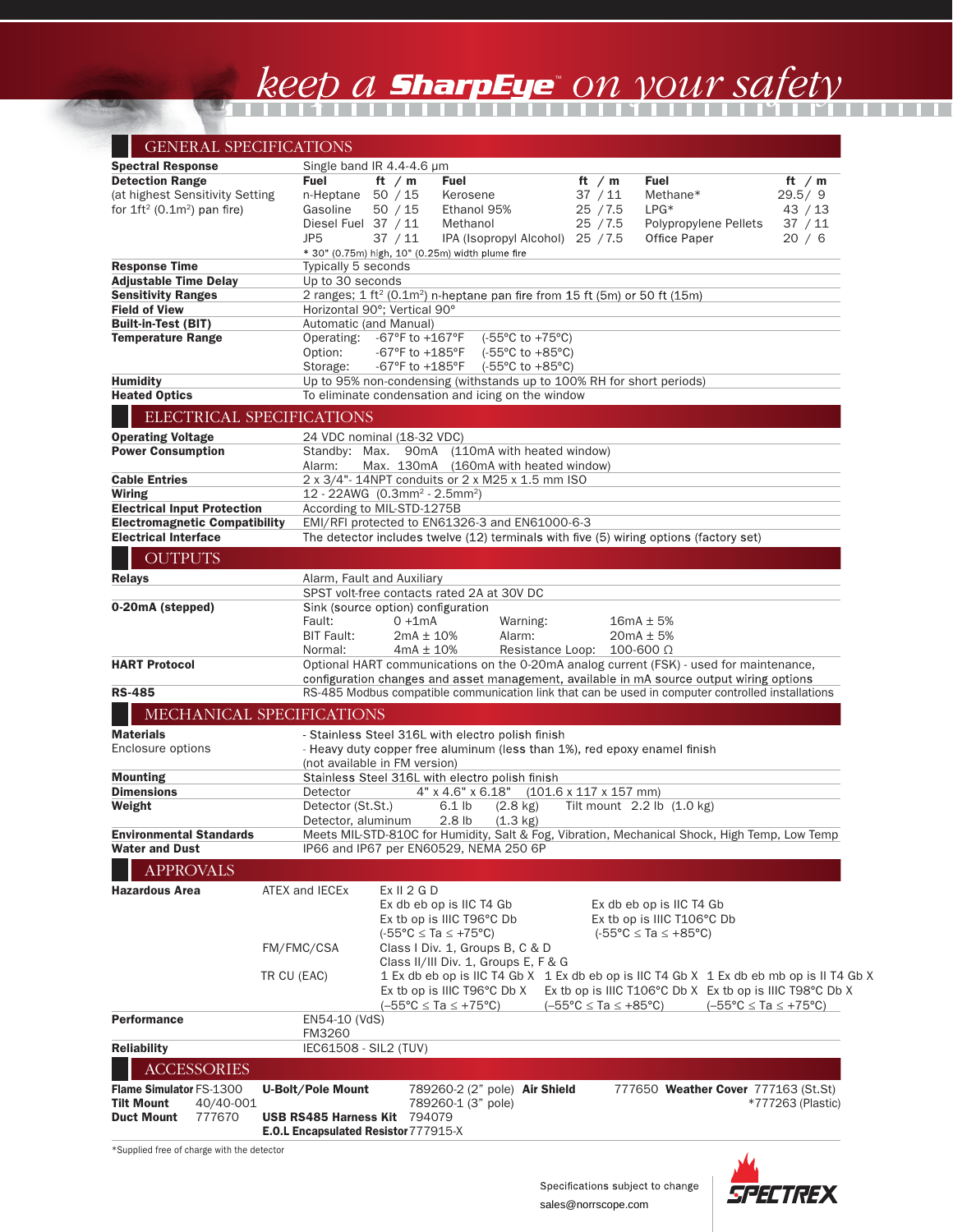# keep a SharpEye™ on your safety

## GENERAL SPECIFICATIONS

| | |
|---|---|
| **Spectral Response** | Single band IR 4.4-4.6 µm |
| **Detection Range** (at highest Sensitivity Setting for 1ft² (0.1m²) pan fire) | see table below |
| **Response Time** | Typically 5 seconds |
| **Adjustable Time Delay** | Up to 30 seconds |
| **Sensitivity Ranges** | 2 ranges; 1 ft² (0.1m²) n-heptane pan fire from 15 ft (5m) or 50 ft (15m) |
| **Field of View** | Horizontal 90°; Vertical 90° |
| **Built-in-Test (BIT)** | Automatic (and Manual) |
| **Temperature Range** | Operating: -67°F to +167°F (-55°C to +75°C)<br>Option: -67°F to +185°F (-55°C to +85°C)<br>Storage: -67°F to +185°F (-55°C to +85°C) |
| **Humidity** | Up to 95% non-condensing (withstands up to 100% RH for short periods) |
| **Heated Optics** | To eliminate condensation and icing on the window |

**Detection Range**

| Fuel | ft / m | Fuel | ft / m | Fuel | ft / m |
|---|---|---|---|---|---|
| n-Heptane | 50 / 15 | Kerosene | 37 / 11 | Methane* | 29.5/ 9 |
| Gasoline | 50 / 15 | Ethanol 95% | 25 / 7.5 | LPG* | 43 / 13 |
| Diesel Fuel | 37 / 11 | Methanol | 25 / 7.5 | Polypropylene Pellets | 37 / 11 |
| JP5 | 37 / 11 | IPA (Isopropyl Alcohol) | 25 / 7.5 | Office Paper | 20 / 6 |

* 30" (0.75m) high, 10" (0.25m) width plume fire

## ELECTRICAL SPECIFICATIONS

| | |
|---|---|
| **Operating Voltage** | 24 VDC nominal (18-32 VDC) |
| **Power Consumption** | Standby: Max. 90mA (110mA with heated window)<br>Alarm: Max. 130mA (160mA with heated window) |
| **Cable Entries** | 2 x 3/4"- 14NPT conduits or 2 x M25 x 1.5 mm ISO |
| **Wiring** | 12 - 22AWG (0.3mm² - 2.5mm²) |
| **Electrical Input Protection** | According to MIL-STD-1275B |
| **Electromagnetic Compatibility** | EMI/RFI protected to EN61326-3 and EN61000-6-3 |
| **Electrical Interface** | The detector includes twelve (12) terminals with five (5) wiring options (factory set) |

## OUTPUTS

| | |
|---|---|
| **Relays** | Alarm, Fault and Auxiliary<br>SPST volt-free contacts rated 2A at 30V DC |
| **0-20mA (stepped)** | Sink (source option) configuration<br>Fault: 0 +1mA; BIT Fault: 2mA ± 10%; Normal: 4mA ± 10%<br>Warning: 16mA ± 5%; Alarm: 20mA ± 5%; Resistance Loop: 100-600 Ω |
| **HART Protocol** | Optional HART communications on the 0-20mA analog current (FSK) - used for maintenance, configuration changes and asset management, available in mA source output wiring options |
| **RS-485** | RS-485 Modbus compatible communication link that can be used in computer controlled installations |

## MECHANICAL SPECIFICATIONS

| | |
|---|---|
| **Materials** Enclosure options | - Stainless Steel 316L with electro polish finish<br>- Heavy duty copper free aluminum (less than 1%), red epoxy enamel finish (not available in FM version) |
| **Mounting** | Stainless Steel 316L with electro polish finish |
| **Dimensions** | Detector 4" x 4.6" x 6.18" (101.6 x 117 x 157 mm) |
| **Weight** | Detector (St.St.) 6.1 lb (2.8 kg) Tilt mount 2.2 lb (1.0 kg)<br>Detector, aluminum 2.8 lb (1.3 kg) |
| **Environmental Standards** | Meets MIL-STD-810C for Humidity, Salt & Fog, Vibration, Mechanical Shock, High Temp, Low Temp |
| **Water and Dust** | IP66 and IP67 per EN60529, NEMA 250 6P |

## APPROVALS

| | | | | |
|---|---|---|---|---|
| **Hazardous Area** | ATEX and IECEx | Ex II 2 G D<br>Ex db eb op is IIC T4 Gb<br>Ex tb op is IIIC T96°C Db<br>(-55°C ≤ Ta ≤ +75°C) | Ex db eb op is IIC T4 Gb<br>Ex tb op is IIIC T106°C Db<br>(-55°C ≤ Ta ≤ +85°C) | |
| | FM/FMC/CSA | Class I Div. 1, Groups B, C & D<br>Class II/III Div. 1, Groups E, F & G | | |
| | TR CU (EAC) | 1 Ex db eb op is IIC T4 Gb X<br>Ex tb op is IIIC T96°C Db X<br>(–55°C ≤ Ta ≤ +75°C) | 1 Ex db eb op is IIC T4 Gb X<br>Ex tb op is IIIC T106°C Db X<br>(–55°C ≤ Ta ≤ +85°C) | 1 Ex db eb mb op is II T4 Gb X<br>Ex tb op is IIIC T98°C Db X<br>(–55°C ≤ Ta ≤ +75°C) |
| **Performance** | EN54-10 (VdS)<br>FM3260 | | | |
| **Reliability** | IEC61508 - SIL2 (TUV) | | | |

## ACCESSORIES

| | | | | | |
|---|---|---|---|---|---|
| **Flame Simulator** | FS-1300 | **U-Bolt/Pole Mount** | 789260-2 (2" pole)<br>789260-1 (3" pole) | **Air Shield** | 777650 |
| **Tilt Mount** | 40/40-001 | **USB RS485 Harness Kit** | 794079 | **Weather Cover** | 777163 (St.St)<br>*777263 (Plastic) |
| **Duct Mount** | 777670 | **E.O.L Encapsulated Resistor** | 777915-X | | |

*Supplied free of charge with the detector

Specifications subject to change

sales@norrscope.com

SPECTREX